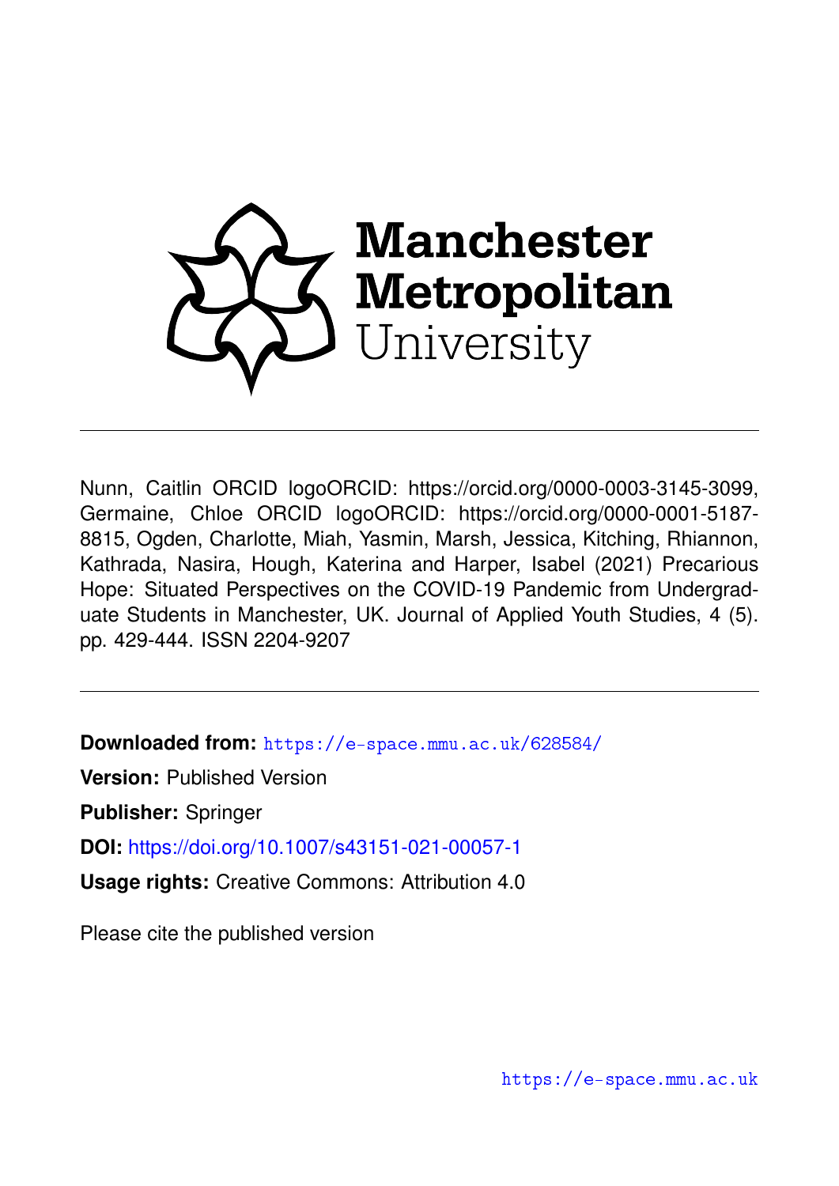Manchester Metropolitan University

---

Nunn, Caitlin ORCID logoORCID: https://orcid.org/0000-0003-3145-3099, Germaine, Chloe ORCID logoORCID: https://orcid.org/0000-0001-5187-8815, Ogden, Charlotte, Miah, Yasmin, Marsh, Jessica, Kitching, Rhiannon, Kathrada, Nasira, Hough, Katerina and Harper, Isabel (2021) Precarious Hope: Situated Perspectives on the COVID-19 Pandemic from Undergraduate Students in Manchester, UK. Journal of Applied Youth Studies, 4 (5). pp. 429-444. ISSN 2204-9207

---

**Downloaded from:** https://e-space.mmu.ac.uk/628584/

**Version:** Published Version

**Publisher:** Springer

**DOI:** https://doi.org/10.1007/s43151-021-00057-1

**Usage rights:** Creative Commons: Attribution 4.0

Please cite the published version

https://e-space.mmu.ac.uk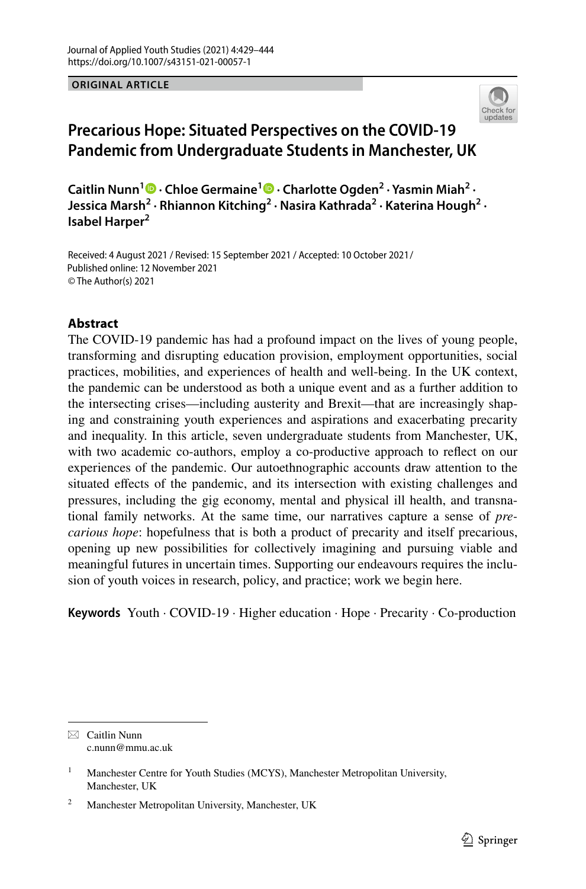ORIGINAL ARTICLE

# Precarious Hope: Situated Perspectives on the COVID-19 Pandemic from Undergraduate Students in Manchester, UK

**Caitlin Nunn[1] · Chloe Germaine[1] · Charlotte Ogden[2] · Yasmin Miah[2] · Jessica Marsh[2] · Rhiannon Kitching[2] · Nasira Kathrada[2] · Katerina Hough[2] · Isabel Harper[2]**

Received: 4 August 2021 / Revised: 15 September 2021 / Accepted: 10 October 2021 / Published online: 12 November 2021
© The Author(s) 2021

## Abstract

The COVID-19 pandemic has had a profound impact on the lives of young people, transforming and disrupting education provision, employment opportunities, social practices, mobilities, and experiences of health and well-being. In the UK context, the pandemic can be understood as both a unique event and as a further addition to the intersecting crises—including austerity and Brexit—that are increasingly shaping and constraining youth experiences and aspirations and exacerbating precarity and inequality. In this article, seven undergraduate students from Manchester, UK, with two academic co-authors, employ a co-productive approach to reflect on our experiences of the pandemic. Our autoethnographic accounts draw attention to the situated effects of the pandemic, and its intersection with existing challenges and pressures, including the gig economy, mental and physical ill health, and transnational family networks. At the same time, our narratives capture a sense of *precarious hope*: hopefulness that is both a product of precarity and itself precarious, opening up new possibilities for collectively imagining and pursuing viable and meaningful futures in uncertain times. Supporting our endeavours requires the inclusion of youth voices in research, policy, and practice; work we begin here.

**Keywords** Youth · COVID-19 · Higher education · Hope · Precarity · Co-production

✉ Caitlin Nunn
c.nunn@mmu.ac.uk

[1] Manchester Centre for Youth Studies (MCYS), Manchester Metropolitan University, Manchester, UK

[2] Manchester Metropolitan University, Manchester, UK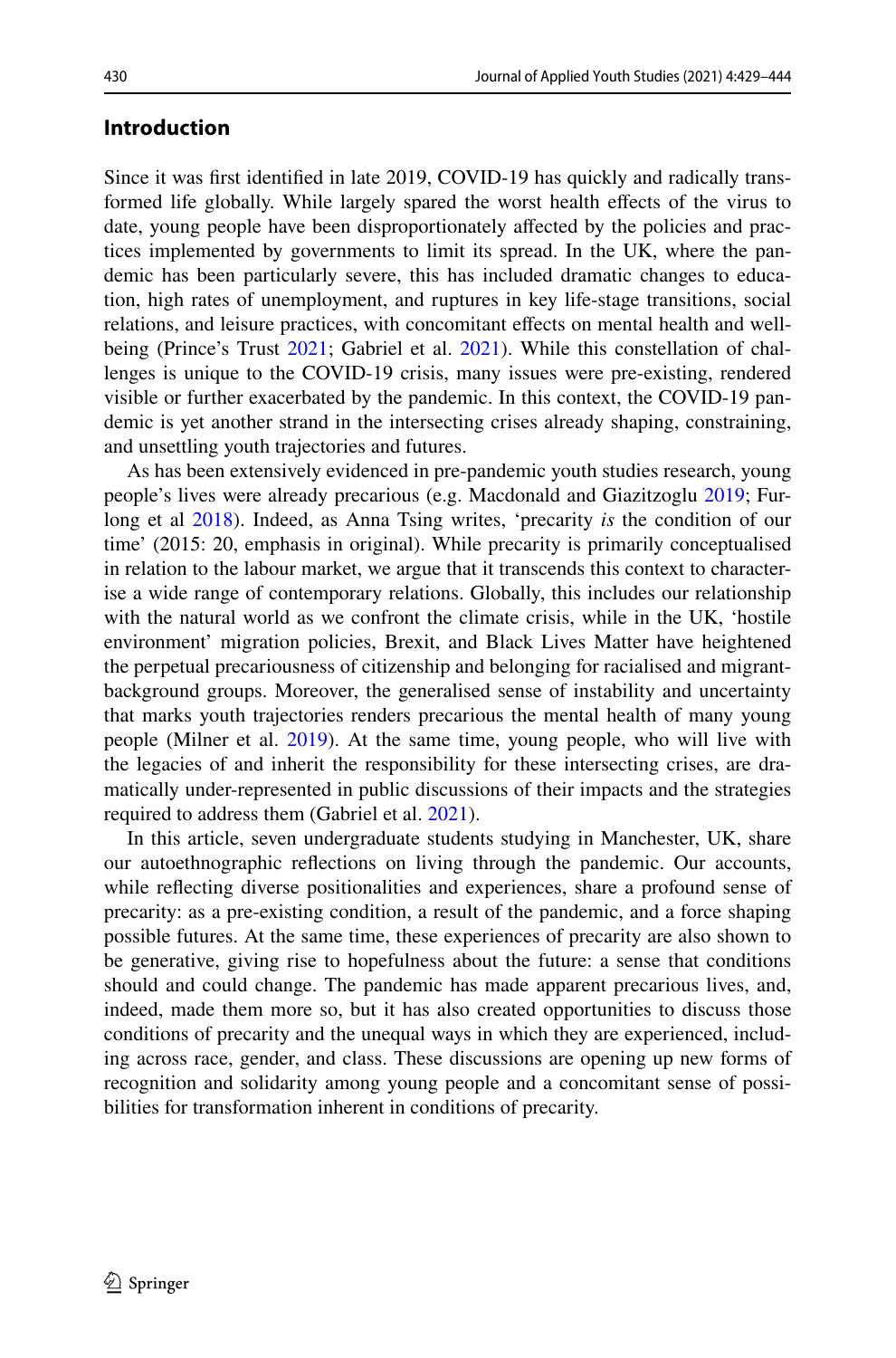## Introduction

Since it was first identified in late 2019, COVID-19 has quickly and radically transformed life globally. While largely spared the worst health effects of the virus to date, young people have been disproportionately affected by the policies and practices implemented by governments to limit its spread. In the UK, where the pandemic has been particularly severe, this has included dramatic changes to education, high rates of unemployment, and ruptures in key life-stage transitions, social relations, and leisure practices, with concomitant effects on mental health and wellbeing (Prince's Trust 2021; Gabriel et al. 2021). While this constellation of challenges is unique to the COVID-19 crisis, many issues were pre-existing, rendered visible or further exacerbated by the pandemic. In this context, the COVID-19 pandemic is yet another strand in the intersecting crises already shaping, constraining, and unsettling youth trajectories and futures.

As has been extensively evidenced in pre-pandemic youth studies research, young people's lives were already precarious (e.g. Macdonald and Giazitzoglu 2019; Furlong et al 2018). Indeed, as Anna Tsing writes, 'precarity *is* the condition of our time' (2015: 20, emphasis in original). While precarity is primarily conceptualised in relation to the labour market, we argue that it transcends this context to characterise a wide range of contemporary relations. Globally, this includes our relationship with the natural world as we confront the climate crisis, while in the UK, 'hostile environment' migration policies, Brexit, and Black Lives Matter have heightened the perpetual precariousness of citizenship and belonging for racialised and migrant-background groups. Moreover, the generalised sense of instability and uncertainty that marks youth trajectories renders precarious the mental health of many young people (Milner et al. 2019). At the same time, young people, who will live with the legacies of and inherit the responsibility for these intersecting crises, are dramatically under-represented in public discussions of their impacts and the strategies required to address them (Gabriel et al. 2021).

In this article, seven undergraduate students studying in Manchester, UK, share our autoethnographic reflections on living through the pandemic. Our accounts, while reflecting diverse positionalities and experiences, share a profound sense of precarity: as a pre-existing condition, a result of the pandemic, and a force shaping possible futures. At the same time, these experiences of precarity are also shown to be generative, giving rise to hopefulness about the future: a sense that conditions should and could change. The pandemic has made apparent precarious lives, and, indeed, made them more so, but it has also created opportunities to discuss those conditions of precarity and the unequal ways in which they are experienced, including across race, gender, and class. These discussions are opening up new forms of recognition and solidarity among young people and a concomitant sense of possibilities for transformation inherent in conditions of precarity.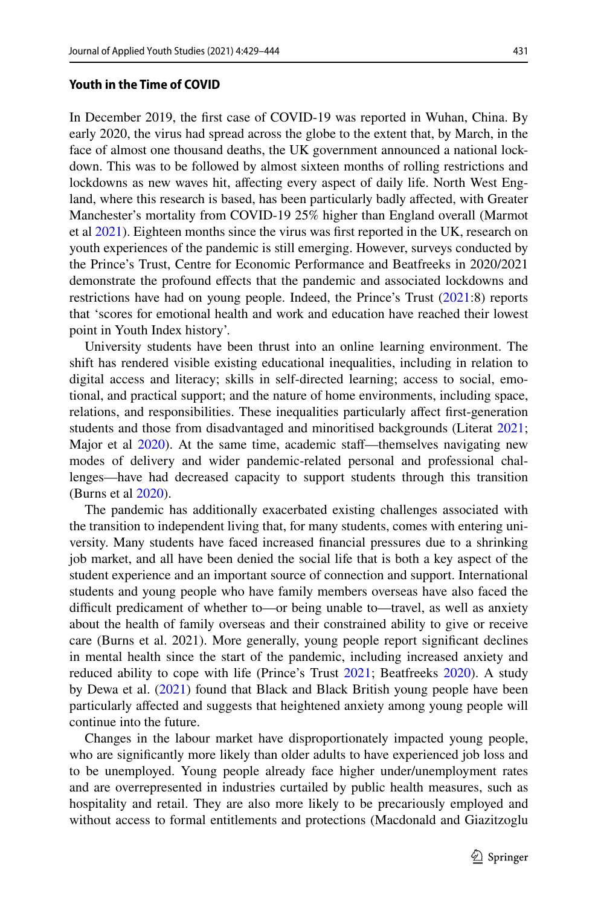### Youth in the Time of COVID

In December 2019, the first case of COVID-19 was reported in Wuhan, China. By early 2020, the virus had spread across the globe to the extent that, by March, in the face of almost one thousand deaths, the UK government announced a national lockdown. This was to be followed by almost sixteen months of rolling restrictions and lockdowns as new waves hit, affecting every aspect of daily life. North West England, where this research is based, has been particularly badly affected, with Greater Manchester's mortality from COVID-19 25% higher than England overall (Marmot et al 2021). Eighteen months since the virus was first reported in the UK, research on youth experiences of the pandemic is still emerging. However, surveys conducted by the Prince's Trust, Centre for Economic Performance and Beatfreeks in 2020/2021 demonstrate the profound effects that the pandemic and associated lockdowns and restrictions have had on young people. Indeed, the Prince's Trust (2021:8) reports that 'scores for emotional health and work and education have reached their lowest point in Youth Index history'.

University students have been thrust into an online learning environment. The shift has rendered visible existing educational inequalities, including in relation to digital access and literacy; skills in self-directed learning; access to social, emotional, and practical support; and the nature of home environments, including space, relations, and responsibilities. These inequalities particularly affect first-generation students and those from disadvantaged and minoritised backgrounds (Literat 2021; Major et al 2020). At the same time, academic staff—themselves navigating new modes of delivery and wider pandemic-related personal and professional challenges—have had decreased capacity to support students through this transition (Burns et al 2020).

The pandemic has additionally exacerbated existing challenges associated with the transition to independent living that, for many students, comes with entering university. Many students have faced increased financial pressures due to a shrinking job market, and all have been denied the social life that is both a key aspect of the student experience and an important source of connection and support. International students and young people who have family members overseas have also faced the difficult predicament of whether to—or being unable to—travel, as well as anxiety about the health of family overseas and their constrained ability to give or receive care (Burns et al. 2021). More generally, young people report significant declines in mental health since the start of the pandemic, including increased anxiety and reduced ability to cope with life (Prince's Trust 2021; Beatfreeks 2020). A study by Dewa et al. (2021) found that Black and Black British young people have been particularly affected and suggests that heightened anxiety among young people will continue into the future.

Changes in the labour market have disproportionately impacted young people, who are significantly more likely than older adults to have experienced job loss and to be unemployed. Young people already face higher under/unemployment rates and are overrepresented in industries curtailed by public health measures, such as hospitality and retail. They are also more likely to be precariously employed and without access to formal entitlements and protections (Macdonald and Giazitzoglu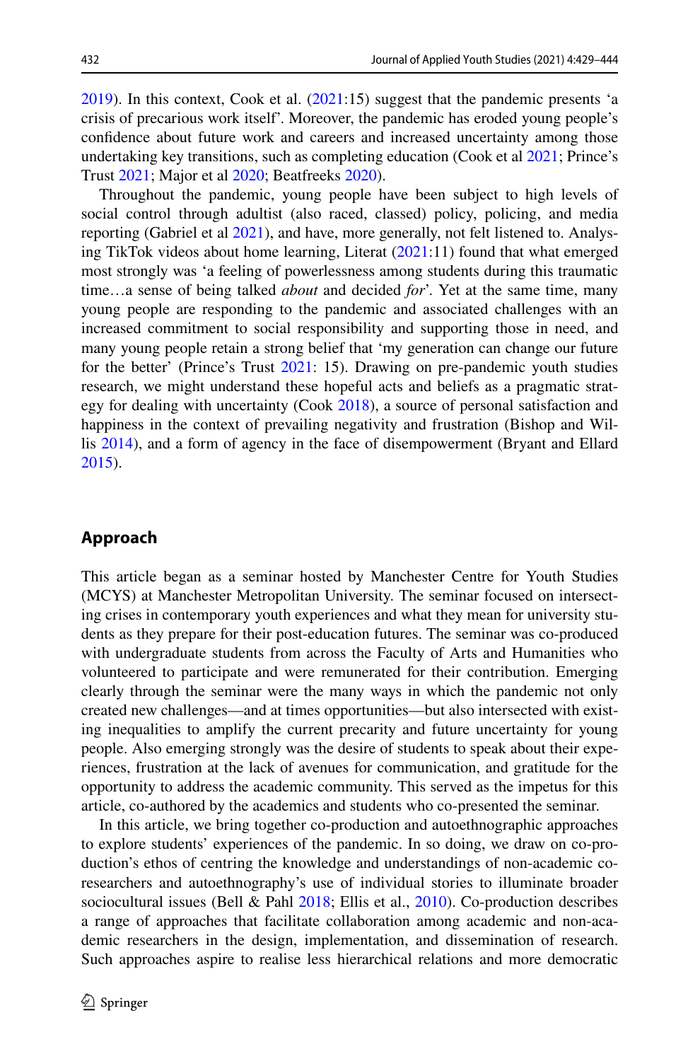2019). In this context, Cook et al. (2021:15) suggest that the pandemic presents 'a crisis of precarious work itself'. Moreover, the pandemic has eroded young people's confidence about future work and careers and increased uncertainty among those undertaking key transitions, such as completing education (Cook et al 2021; Prince's Trust 2021; Major et al 2020; Beatfreeks 2020).

Throughout the pandemic, young people have been subject to high levels of social control through adultist (also raced, classed) policy, policing, and media reporting (Gabriel et al 2021), and have, more generally, not felt listened to. Analysing TikTok videos about home learning, Literat (2021:11) found that what emerged most strongly was 'a feeling of powerlessness among students during this traumatic time…a sense of being talked *about* and decided *for*'. Yet at the same time, many young people are responding to the pandemic and associated challenges with an increased commitment to social responsibility and supporting those in need, and many young people retain a strong belief that 'my generation can change our future for the better' (Prince's Trust 2021: 15). Drawing on pre-pandemic youth studies research, we might understand these hopeful acts and beliefs as a pragmatic strategy for dealing with uncertainty (Cook 2018), a source of personal satisfaction and happiness in the context of prevailing negativity and frustration (Bishop and Willis 2014), and a form of agency in the face of disempowerment (Bryant and Ellard 2015).

## Approach

This article began as a seminar hosted by Manchester Centre for Youth Studies (MCYS) at Manchester Metropolitan University. The seminar focused on intersecting crises in contemporary youth experiences and what they mean for university students as they prepare for their post-education futures. The seminar was co-produced with undergraduate students from across the Faculty of Arts and Humanities who volunteered to participate and were remunerated for their contribution. Emerging clearly through the seminar were the many ways in which the pandemic not only created new challenges—and at times opportunities—but also intersected with existing inequalities to amplify the current precarity and future uncertainty for young people. Also emerging strongly was the desire of students to speak about their experiences, frustration at the lack of avenues for communication, and gratitude for the opportunity to address the academic community. This served as the impetus for this article, co-authored by the academics and students who co-presented the seminar.

In this article, we bring together co-production and autoethnographic approaches to explore students' experiences of the pandemic. In so doing, we draw on co-production's ethos of centring the knowledge and understandings of non-academic co-researchers and autoethnography's use of individual stories to illuminate broader sociocultural issues (Bell & Pahl 2018; Ellis et al., 2010). Co-production describes a range of approaches that facilitate collaboration among academic and non-academic researchers in the design, implementation, and dissemination of research. Such approaches aspire to realise less hierarchical relations and more democratic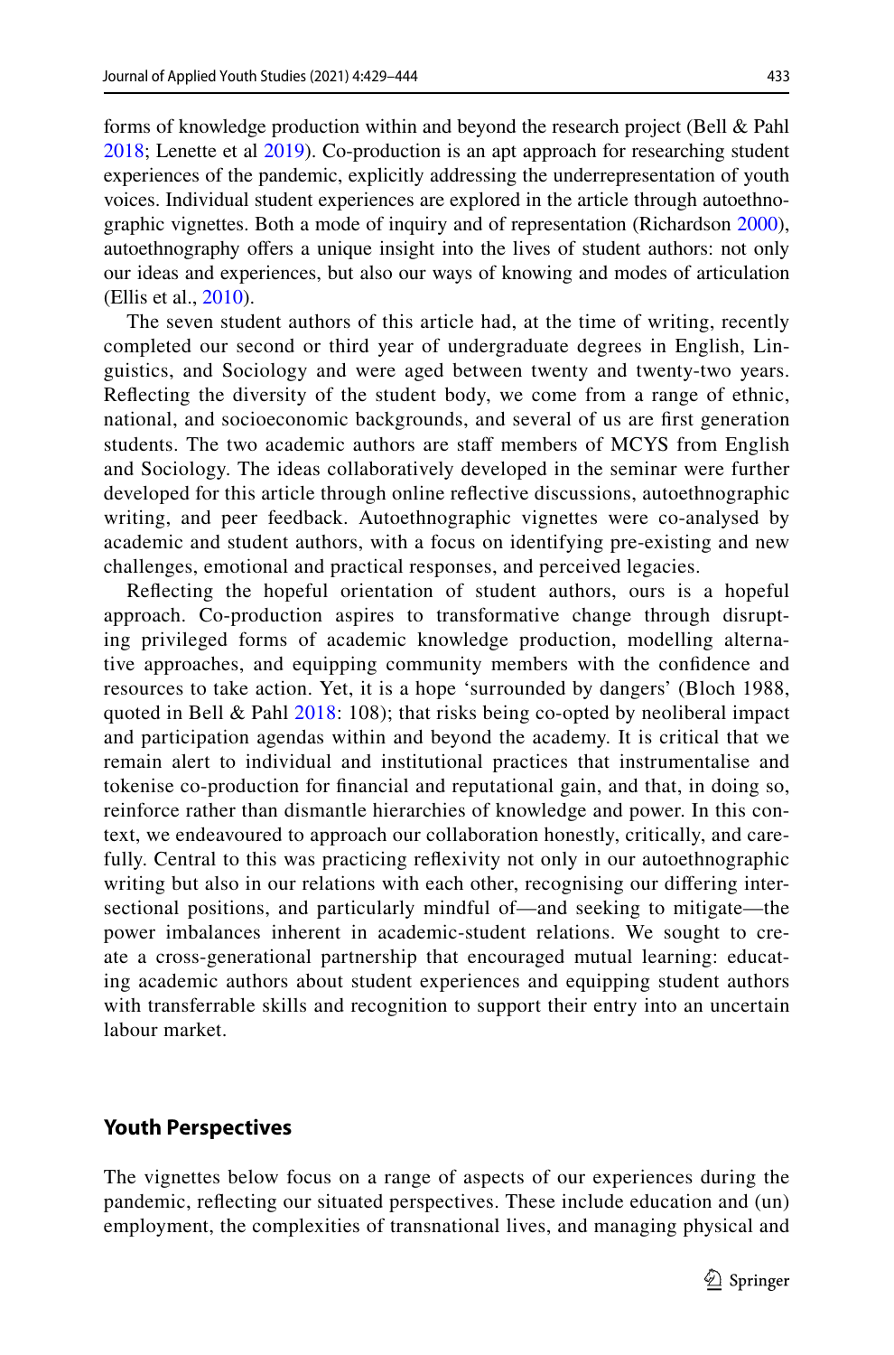forms of knowledge production within and beyond the research project (Bell & Pahl 2018; Lenette et al 2019). Co-production is an apt approach for researching student experiences of the pandemic, explicitly addressing the underrepresentation of youth voices. Individual student experiences are explored in the article through autoethnographic vignettes. Both a mode of inquiry and of representation (Richardson 2000), autoethnography offers a unique insight into the lives of student authors: not only our ideas and experiences, but also our ways of knowing and modes of articulation (Ellis et al., 2010).

The seven student authors of this article had, at the time of writing, recently completed our second or third year of undergraduate degrees in English, Linguistics, and Sociology and were aged between twenty and twenty-two years. Reflecting the diversity of the student body, we come from a range of ethnic, national, and socioeconomic backgrounds, and several of us are first generation students. The two academic authors are staff members of MCYS from English and Sociology. The ideas collaboratively developed in the seminar were further developed for this article through online reflective discussions, autoethnographic writing, and peer feedback. Autoethnographic vignettes were co-analysed by academic and student authors, with a focus on identifying pre-existing and new challenges, emotional and practical responses, and perceived legacies.

Reflecting the hopeful orientation of student authors, ours is a hopeful approach. Co-production aspires to transformative change through disrupting privileged forms of academic knowledge production, modelling alternative approaches, and equipping community members with the confidence and resources to take action. Yet, it is a hope 'surrounded by dangers' (Bloch 1988, quoted in Bell & Pahl 2018: 108); that risks being co-opted by neoliberal impact and participation agendas within and beyond the academy. It is critical that we remain alert to individual and institutional practices that instrumentalise and tokenise co-production for financial and reputational gain, and that, in doing so, reinforce rather than dismantle hierarchies of knowledge and power. In this context, we endeavoured to approach our collaboration honestly, critically, and carefully. Central to this was practicing reflexivity not only in our autoethnographic writing but also in our relations with each other, recognising our differing intersectional positions, and particularly mindful of—and seeking to mitigate—the power imbalances inherent in academic-student relations. We sought to create a cross-generational partnership that encouraged mutual learning: educating academic authors about student experiences and equipping student authors with transferrable skills and recognition to support their entry into an uncertain labour market.

## Youth Perspectives

The vignettes below focus on a range of aspects of our experiences during the pandemic, reflecting our situated perspectives. These include education and (un) employment, the complexities of transnational lives, and managing physical and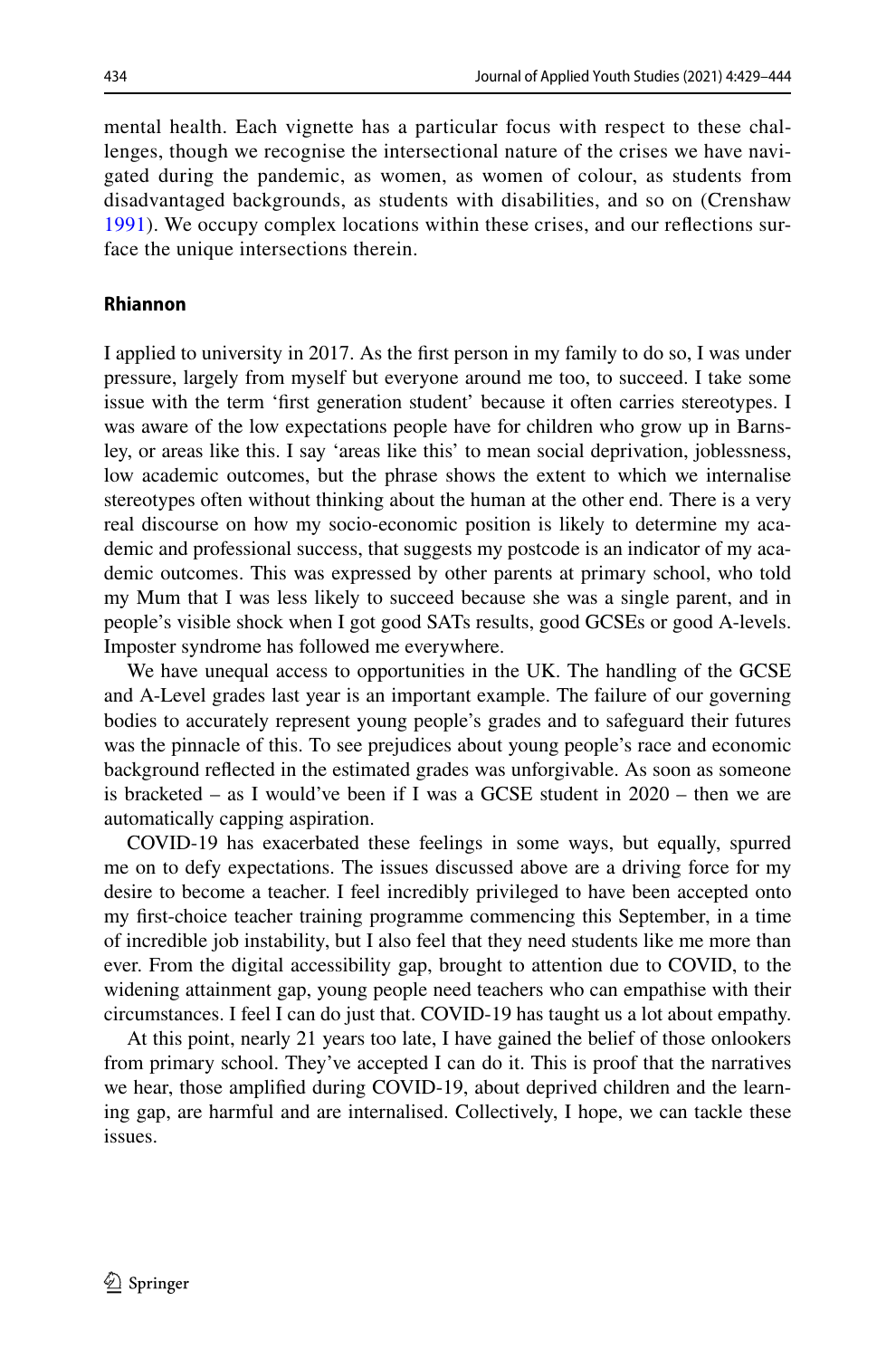mental health. Each vignette has a particular focus with respect to these challenges, though we recognise the intersectional nature of the crises we have navigated during the pandemic, as women, as women of colour, as students from disadvantaged backgrounds, as students with disabilities, and so on (Crenshaw 1991). We occupy complex locations within these crises, and our reflections surface the unique intersections therein.

## Rhiannon

I applied to university in 2017. As the first person in my family to do so, I was under pressure, largely from myself but everyone around me too, to succeed. I take some issue with the term 'first generation student' because it often carries stereotypes. I was aware of the low expectations people have for children who grow up in Barnsley, or areas like this. I say 'areas like this' to mean social deprivation, joblessness, low academic outcomes, but the phrase shows the extent to which we internalise stereotypes often without thinking about the human at the other end. There is a very real discourse on how my socio-economic position is likely to determine my academic and professional success, that suggests my postcode is an indicator of my academic outcomes. This was expressed by other parents at primary school, who told my Mum that I was less likely to succeed because she was a single parent, and in people's visible shock when I got good SATs results, good GCSEs or good A-levels. Imposter syndrome has followed me everywhere.

We have unequal access to opportunities in the UK. The handling of the GCSE and A-Level grades last year is an important example. The failure of our governing bodies to accurately represent young people's grades and to safeguard their futures was the pinnacle of this. To see prejudices about young people's race and economic background reflected in the estimated grades was unforgivable. As soon as someone is bracketed – as I would've been if I was a GCSE student in 2020 – then we are automatically capping aspiration.

COVID-19 has exacerbated these feelings in some ways, but equally, spurred me on to defy expectations. The issues discussed above are a driving force for my desire to become a teacher. I feel incredibly privileged to have been accepted onto my first-choice teacher training programme commencing this September, in a time of incredible job instability, but I also feel that they need students like me more than ever. From the digital accessibility gap, brought to attention due to COVID, to the widening attainment gap, young people need teachers who can empathise with their circumstances. I feel I can do just that. COVID-19 has taught us a lot about empathy.

At this point, nearly 21 years too late, I have gained the belief of those onlookers from primary school. They've accepted I can do it. This is proof that the narratives we hear, those amplified during COVID-19, about deprived children and the learning gap, are harmful and are internalised. Collectively, I hope, we can tackle these issues.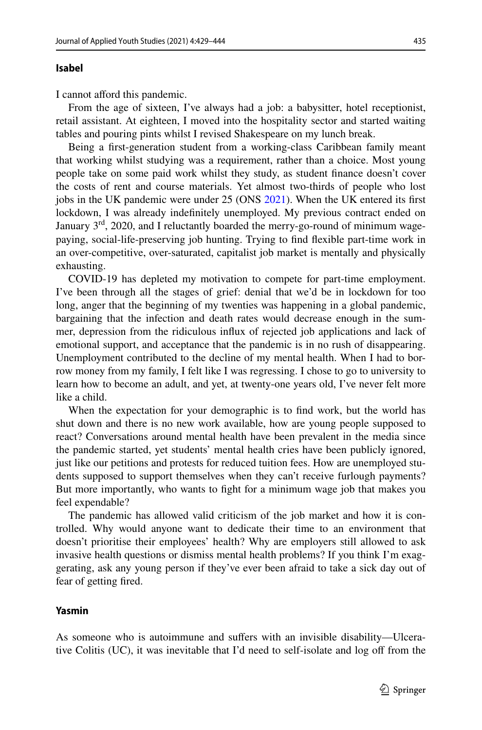### Isabel

I cannot afford this pandemic.

From the age of sixteen, I've always had a job: a babysitter, hotel receptionist, retail assistant. At eighteen, I moved into the hospitality sector and started waiting tables and pouring pints whilst I revised Shakespeare on my lunch break.

Being a first-generation student from a working-class Caribbean family meant that working whilst studying was a requirement, rather than a choice. Most young people take on some paid work whilst they study, as student finance doesn't cover the costs of rent and course materials. Yet almost two-thirds of people who lost jobs in the UK pandemic were under 25 (ONS 2021). When the UK entered its first lockdown, I was already indefinitely unemployed. My previous contract ended on January 3rd, 2020, and I reluctantly boarded the merry-go-round of minimum wage-paying, social-life-preserving job hunting. Trying to find flexible part-time work in an over-competitive, over-saturated, capitalist job market is mentally and physically exhausting.

COVID-19 has depleted my motivation to compete for part-time employment. I've been through all the stages of grief: denial that we'd be in lockdown for too long, anger that the beginning of my twenties was happening in a global pandemic, bargaining that the infection and death rates would decrease enough in the summer, depression from the ridiculous influx of rejected job applications and lack of emotional support, and acceptance that the pandemic is in no rush of disappearing. Unemployment contributed to the decline of my mental health. When I had to borrow money from my family, I felt like I was regressing. I chose to go to university to learn how to become an adult, and yet, at twenty-one years old, I've never felt more like a child.

When the expectation for your demographic is to find work, but the world has shut down and there is no new work available, how are young people supposed to react? Conversations around mental health have been prevalent in the media since the pandemic started, yet students' mental health cries have been publicly ignored, just like our petitions and protests for reduced tuition fees. How are unemployed students supposed to support themselves when they can't receive furlough payments? But more importantly, who wants to fight for a minimum wage job that makes you feel expendable?

The pandemic has allowed valid criticism of the job market and how it is controlled. Why would anyone want to dedicate their time to an environment that doesn't prioritise their employees' health? Why are employers still allowed to ask invasive health questions or dismiss mental health problems? If you think I'm exaggerating, ask any young person if they've ever been afraid to take a sick day out of fear of getting fired.

### Yasmin

As someone who is autoimmune and suffers with an invisible disability—Ulcerative Colitis (UC), it was inevitable that I'd need to self-isolate and log off from the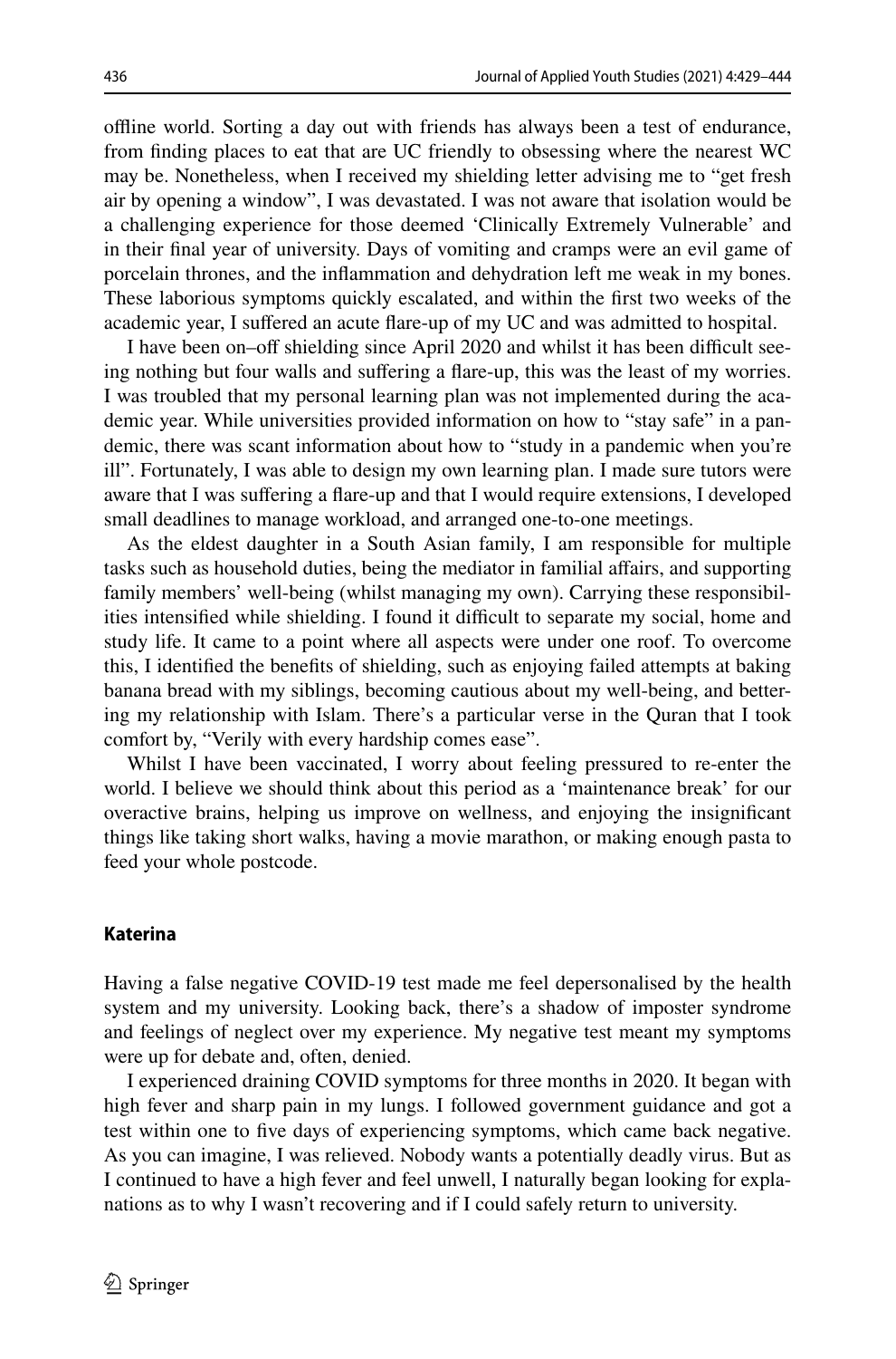offline world. Sorting a day out with friends has always been a test of endurance, from finding places to eat that are UC friendly to obsessing where the nearest WC may be. Nonetheless, when I received my shielding letter advising me to "get fresh air by opening a window", I was devastated. I was not aware that isolation would be a challenging experience for those deemed 'Clinically Extremely Vulnerable' and in their final year of university. Days of vomiting and cramps were an evil game of porcelain thrones, and the inflammation and dehydration left me weak in my bones. These laborious symptoms quickly escalated, and within the first two weeks of the academic year, I suffered an acute flare-up of my UC and was admitted to hospital.

I have been on–off shielding since April 2020 and whilst it has been difficult seeing nothing but four walls and suffering a flare-up, this was the least of my worries. I was troubled that my personal learning plan was not implemented during the academic year. While universities provided information on how to "stay safe" in a pandemic, there was scant information about how to "study in a pandemic when you're ill". Fortunately, I was able to design my own learning plan. I made sure tutors were aware that I was suffering a flare-up and that I would require extensions, I developed small deadlines to manage workload, and arranged one-to-one meetings.

As the eldest daughter in a South Asian family, I am responsible for multiple tasks such as household duties, being the mediator in familial affairs, and supporting family members' well-being (whilst managing my own). Carrying these responsibilities intensified while shielding. I found it difficult to separate my social, home and study life. It came to a point where all aspects were under one roof. To overcome this, I identified the benefits of shielding, such as enjoying failed attempts at baking banana bread with my siblings, becoming cautious about my well-being, and bettering my relationship with Islam. There's a particular verse in the Quran that I took comfort by, "Verily with every hardship comes ease".

Whilst I have been vaccinated, I worry about feeling pressured to re-enter the world. I believe we should think about this period as a 'maintenance break' for our overactive brains, helping us improve on wellness, and enjoying the insignificant things like taking short walks, having a movie marathon, or making enough pasta to feed your whole postcode.

### Katerina

Having a false negative COVID-19 test made me feel depersonalised by the health system and my university. Looking back, there's a shadow of imposter syndrome and feelings of neglect over my experience. My negative test meant my symptoms were up for debate and, often, denied.

I experienced draining COVID symptoms for three months in 2020. It began with high fever and sharp pain in my lungs. I followed government guidance and got a test within one to five days of experiencing symptoms, which came back negative. As you can imagine, I was relieved. Nobody wants a potentially deadly virus. But as I continued to have a high fever and feel unwell, I naturally began looking for explanations as to why I wasn't recovering and if I could safely return to university.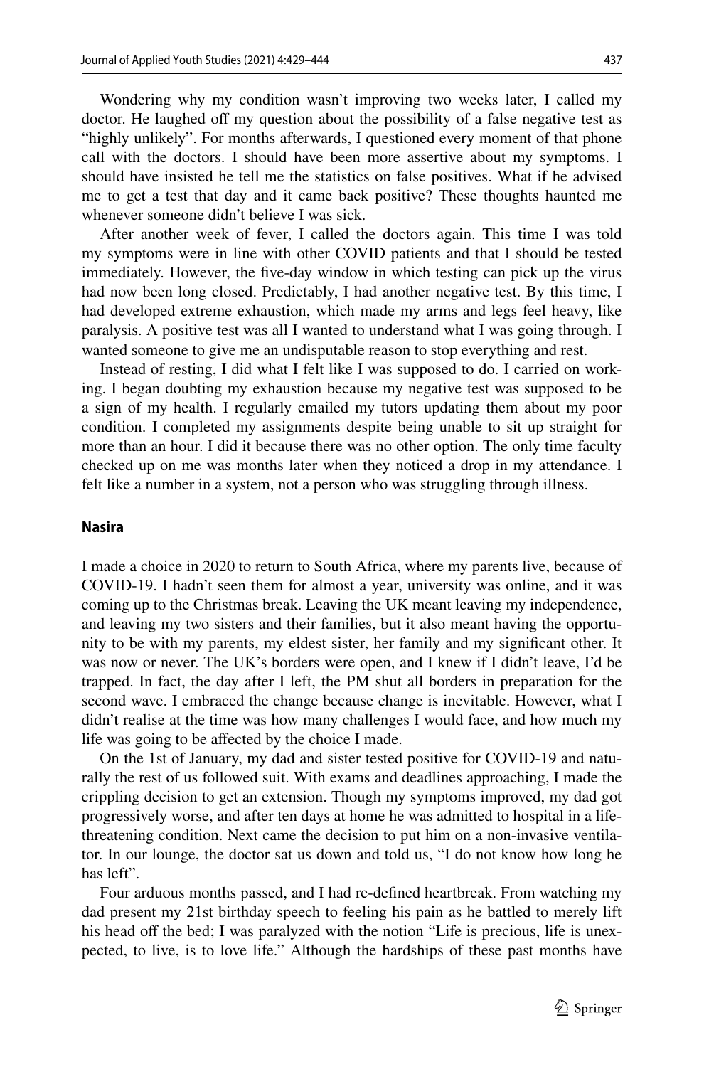Wondering why my condition wasn't improving two weeks later, I called my doctor. He laughed off my question about the possibility of a false negative test as "highly unlikely". For months afterwards, I questioned every moment of that phone call with the doctors. I should have been more assertive about my symptoms. I should have insisted he tell me the statistics on false positives. What if he advised me to get a test that day and it came back positive? These thoughts haunted me whenever someone didn't believe I was sick.

After another week of fever, I called the doctors again. This time I was told my symptoms were in line with other COVID patients and that I should be tested immediately. However, the five-day window in which testing can pick up the virus had now been long closed. Predictably, I had another negative test. By this time, I had developed extreme exhaustion, which made my arms and legs feel heavy, like paralysis. A positive test was all I wanted to understand what I was going through. I wanted someone to give me an undisputable reason to stop everything and rest.

Instead of resting, I did what I felt like I was supposed to do. I carried on working. I began doubting my exhaustion because my negative test was supposed to be a sign of my health. I regularly emailed my tutors updating them about my poor condition. I completed my assignments despite being unable to sit up straight for more than an hour. I did it because there was no other option. The only time faculty checked up on me was months later when they noticed a drop in my attendance. I felt like a number in a system, not a person who was struggling through illness.

### Nasira

I made a choice in 2020 to return to South Africa, where my parents live, because of COVID-19. I hadn't seen them for almost a year, university was online, and it was coming up to the Christmas break. Leaving the UK meant leaving my independence, and leaving my two sisters and their families, but it also meant having the opportunity to be with my parents, my eldest sister, her family and my significant other. It was now or never. The UK's borders were open, and I knew if I didn't leave, I'd be trapped. In fact, the day after I left, the PM shut all borders in preparation for the second wave. I embraced the change because change is inevitable. However, what I didn't realise at the time was how many challenges I would face, and how much my life was going to be affected by the choice I made.

On the 1st of January, my dad and sister tested positive for COVID-19 and naturally the rest of us followed suit. With exams and deadlines approaching, I made the crippling decision to get an extension. Though my symptoms improved, my dad got progressively worse, and after ten days at home he was admitted to hospital in a life-threatening condition. Next came the decision to put him on a non-invasive ventilator. In our lounge, the doctor sat us down and told us, "I do not know how long he has left".

Four arduous months passed, and I had re-defined heartbreak. From watching my dad present my 21st birthday speech to feeling his pain as he battled to merely lift his head off the bed; I was paralyzed with the notion "Life is precious, life is unexpected, to live, is to love life." Although the hardships of these past months have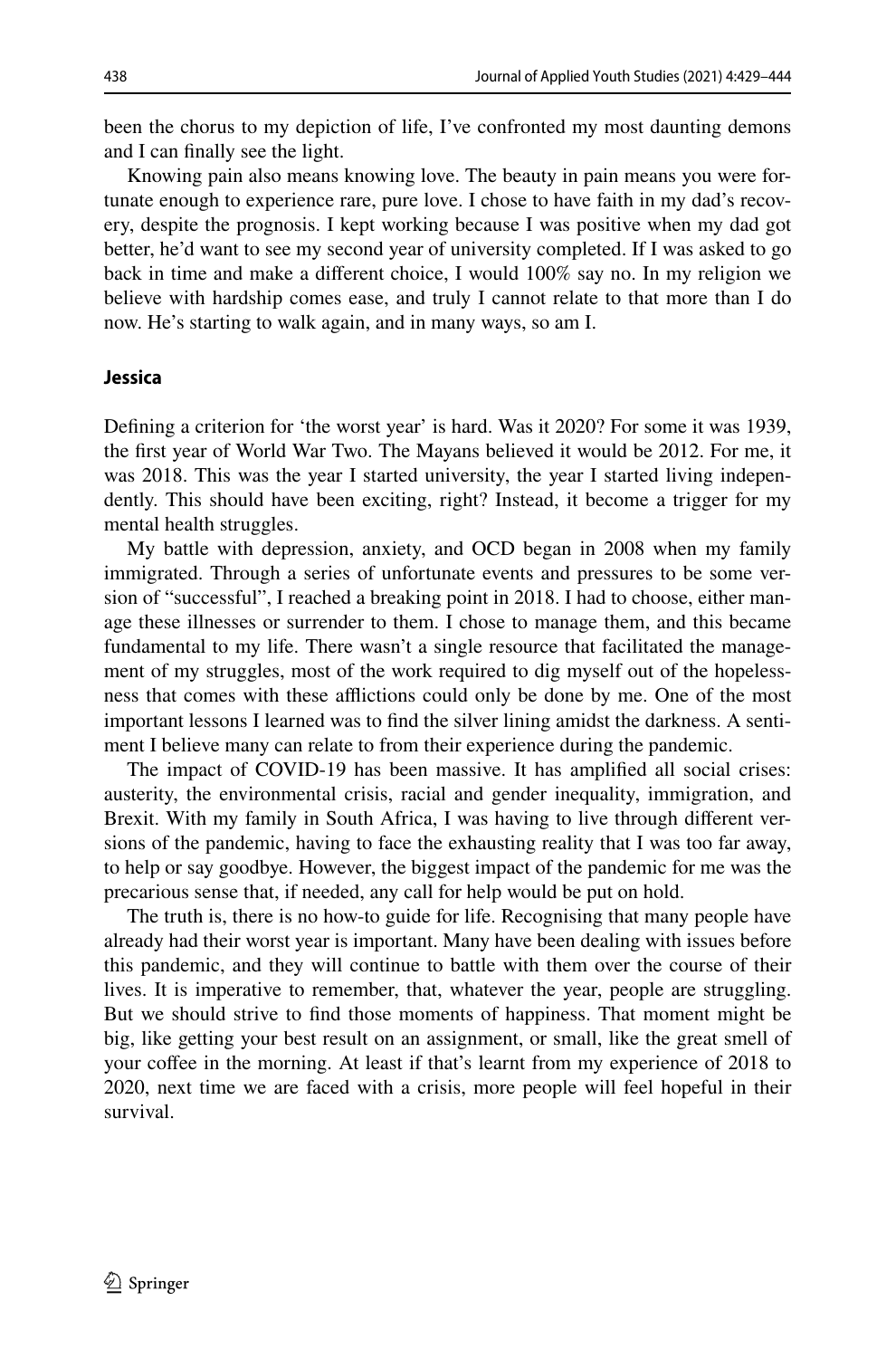been the chorus to my depiction of life, I've confronted my most daunting demons and I can finally see the light.

Knowing pain also means knowing love. The beauty in pain means you were fortunate enough to experience rare, pure love. I chose to have faith in my dad's recovery, despite the prognosis. I kept working because I was positive when my dad got better, he'd want to see my second year of university completed. If I was asked to go back in time and make a different choice, I would 100% say no. In my religion we believe with hardship comes ease, and truly I cannot relate to that more than I do now. He's starting to walk again, and in many ways, so am I.

### Jessica

Defining a criterion for 'the worst year' is hard. Was it 2020? For some it was 1939, the first year of World War Two. The Mayans believed it would be 2012. For me, it was 2018. This was the year I started university, the year I started living independently. This should have been exciting, right? Instead, it become a trigger for my mental health struggles.

My battle with depression, anxiety, and OCD began in 2008 when my family immigrated. Through a series of unfortunate events and pressures to be some version of "successful", I reached a breaking point in 2018. I had to choose, either manage these illnesses or surrender to them. I chose to manage them, and this became fundamental to my life. There wasn't a single resource that facilitated the management of my struggles, most of the work required to dig myself out of the hopelessness that comes with these afflictions could only be done by me. One of the most important lessons I learned was to find the silver lining amidst the darkness. A sentiment I believe many can relate to from their experience during the pandemic.

The impact of COVID-19 has been massive. It has amplified all social crises: austerity, the environmental crisis, racial and gender inequality, immigration, and Brexit. With my family in South Africa, I was having to live through different versions of the pandemic, having to face the exhausting reality that I was too far away, to help or say goodbye. However, the biggest impact of the pandemic for me was the precarious sense that, if needed, any call for help would be put on hold.

The truth is, there is no how-to guide for life. Recognising that many people have already had their worst year is important. Many have been dealing with issues before this pandemic, and they will continue to battle with them over the course of their lives. It is imperative to remember, that, whatever the year, people are struggling. But we should strive to find those moments of happiness. That moment might be big, like getting your best result on an assignment, or small, like the great smell of your coffee in the morning. At least if that's learnt from my experience of 2018 to 2020, next time we are faced with a crisis, more people will feel hopeful in their survival.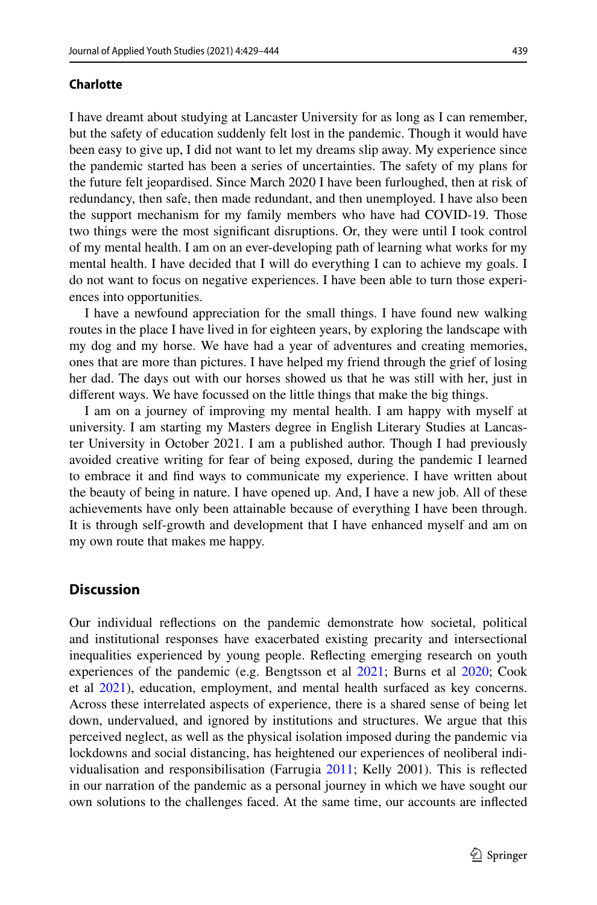#### Charlotte

I have dreamt about studying at Lancaster University for as long as I can remember, but the safety of education suddenly felt lost in the pandemic. Though it would have been easy to give up, I did not want to let my dreams slip away. My experience since the pandemic started has been a series of uncertainties. The safety of my plans for the future felt jeopardised. Since March 2020 I have been furloughed, then at risk of redundancy, then safe, then made redundant, and then unemployed. I have also been the support mechanism for my family members who have had COVID-19. Those two things were the most significant disruptions. Or, they were until I took control of my mental health. I am on an ever-developing path of learning what works for my mental health. I have decided that I will do everything I can to achieve my goals. I do not want to focus on negative experiences. I have been able to turn those experiences into opportunities.

I have a newfound appreciation for the small things. I have found new walking routes in the place I have lived in for eighteen years, by exploring the landscape with my dog and my horse. We have had a year of adventures and creating memories, ones that are more than pictures. I have helped my friend through the grief of losing her dad. The days out with our horses showed us that he was still with her, just in different ways. We have focussed on the little things that make the big things.

I am on a journey of improving my mental health. I am happy with myself at university. I am starting my Masters degree in English Literary Studies at Lancaster University in October 2021. I am a published author. Though I had previously avoided creative writing for fear of being exposed, during the pandemic I learned to embrace it and find ways to communicate my experience. I have written about the beauty of being in nature. I have opened up. And, I have a new job. All of these achievements have only been attainable because of everything I have been through. It is through self-growth and development that I have enhanced myself and am on my own route that makes me happy.

## Discussion

Our individual reflections on the pandemic demonstrate how societal, political and institutional responses have exacerbated existing precarity and intersectional inequalities experienced by young people. Reflecting emerging research on youth experiences of the pandemic (e.g. Bengtsson et al 2021; Burns et al 2020; Cook et al 2021), education, employment, and mental health surfaced as key concerns. Across these interrelated aspects of experience, there is a shared sense of being let down, undervalued, and ignored by institutions and structures. We argue that this perceived neglect, as well as the physical isolation imposed during the pandemic via lockdowns and social distancing, has heightened our experiences of neoliberal individualisation and responsibilisation (Farrugia 2011; Kelly 2001). This is reflected in our narration of the pandemic as a personal journey in which we have sought our own solutions to the challenges faced. At the same time, our accounts are inflected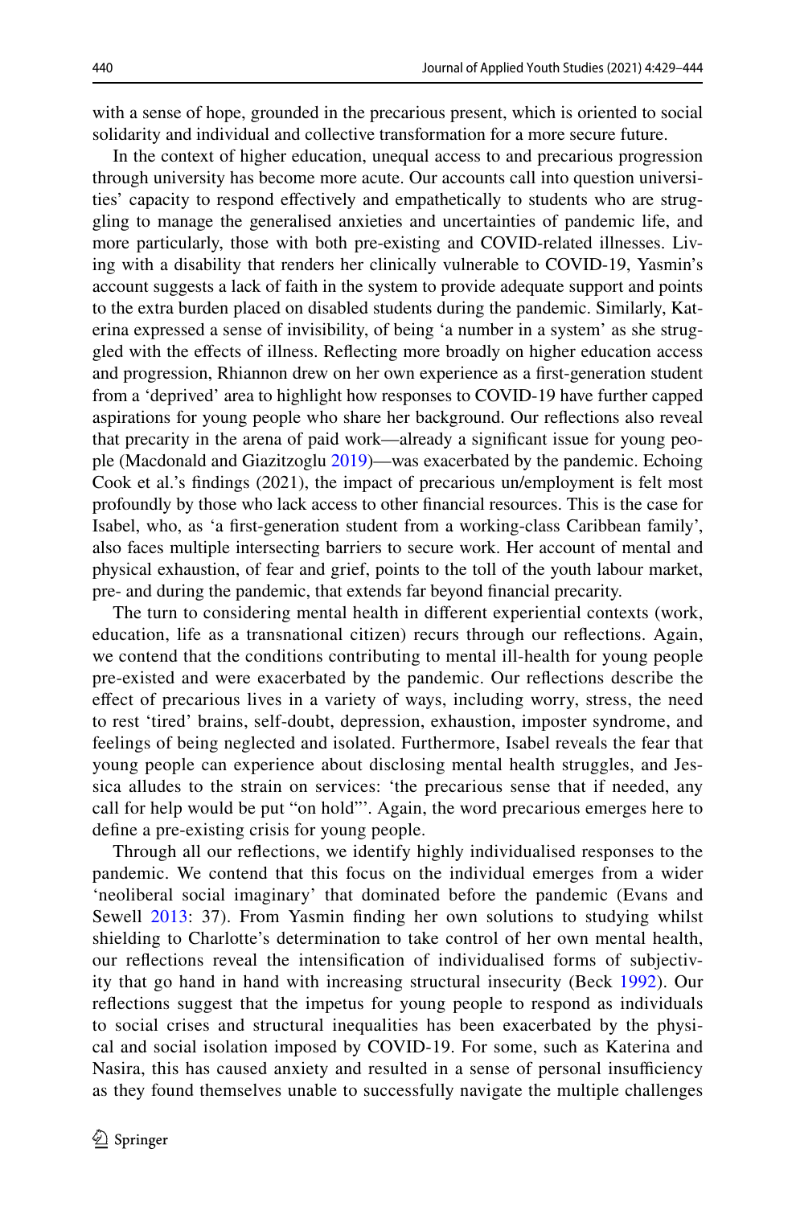with a sense of hope, grounded in the precarious present, which is oriented to social solidarity and individual and collective transformation for a more secure future.

In the context of higher education, unequal access to and precarious progression through university has become more acute. Our accounts call into question universities' capacity to respond effectively and empathetically to students who are struggling to manage the generalised anxieties and uncertainties of pandemic life, and more particularly, those with both pre-existing and COVID-related illnesses. Living with a disability that renders her clinically vulnerable to COVID-19, Yasmin's account suggests a lack of faith in the system to provide adequate support and points to the extra burden placed on disabled students during the pandemic. Similarly, Katerina expressed a sense of invisibility, of being 'a number in a system' as she struggled with the effects of illness. Reflecting more broadly on higher education access and progression, Rhiannon drew on her own experience as a first-generation student from a 'deprived' area to highlight how responses to COVID-19 have further capped aspirations for young people who share her background. Our reflections also reveal that precarity in the arena of paid work—already a significant issue for young people (Macdonald and Giazitzoglu 2019)—was exacerbated by the pandemic. Echoing Cook et al.'s findings (2021), the impact of precarious un/employment is felt most profoundly by those who lack access to other financial resources. This is the case for Isabel, who, as 'a first-generation student from a working-class Caribbean family', also faces multiple intersecting barriers to secure work. Her account of mental and physical exhaustion, of fear and grief, points to the toll of the youth labour market, pre- and during the pandemic, that extends far beyond financial precarity.

The turn to considering mental health in different experiential contexts (work, education, life as a transnational citizen) recurs through our reflections. Again, we contend that the conditions contributing to mental ill-health for young people pre-existed and were exacerbated by the pandemic. Our reflections describe the effect of precarious lives in a variety of ways, including worry, stress, the need to rest 'tired' brains, self-doubt, depression, exhaustion, imposter syndrome, and feelings of being neglected and isolated. Furthermore, Isabel reveals the fear that young people can experience about disclosing mental health struggles, and Jessica alludes to the strain on services: 'the precarious sense that if needed, any call for help would be put "on hold"'. Again, the word precarious emerges here to define a pre-existing crisis for young people.

Through all our reflections, we identify highly individualised responses to the pandemic. We contend that this focus on the individual emerges from a wider 'neoliberal social imaginary' that dominated before the pandemic (Evans and Sewell 2013: 37). From Yasmin finding her own solutions to studying whilst shielding to Charlotte's determination to take control of her own mental health, our reflections reveal the intensification of individualised forms of subjectivity that go hand in hand with increasing structural insecurity (Beck 1992). Our reflections suggest that the impetus for young people to respond as individuals to social crises and structural inequalities has been exacerbated by the physical and social isolation imposed by COVID-19. For some, such as Katerina and Nasira, this has caused anxiety and resulted in a sense of personal insufficiency as they found themselves unable to successfully navigate the multiple challenges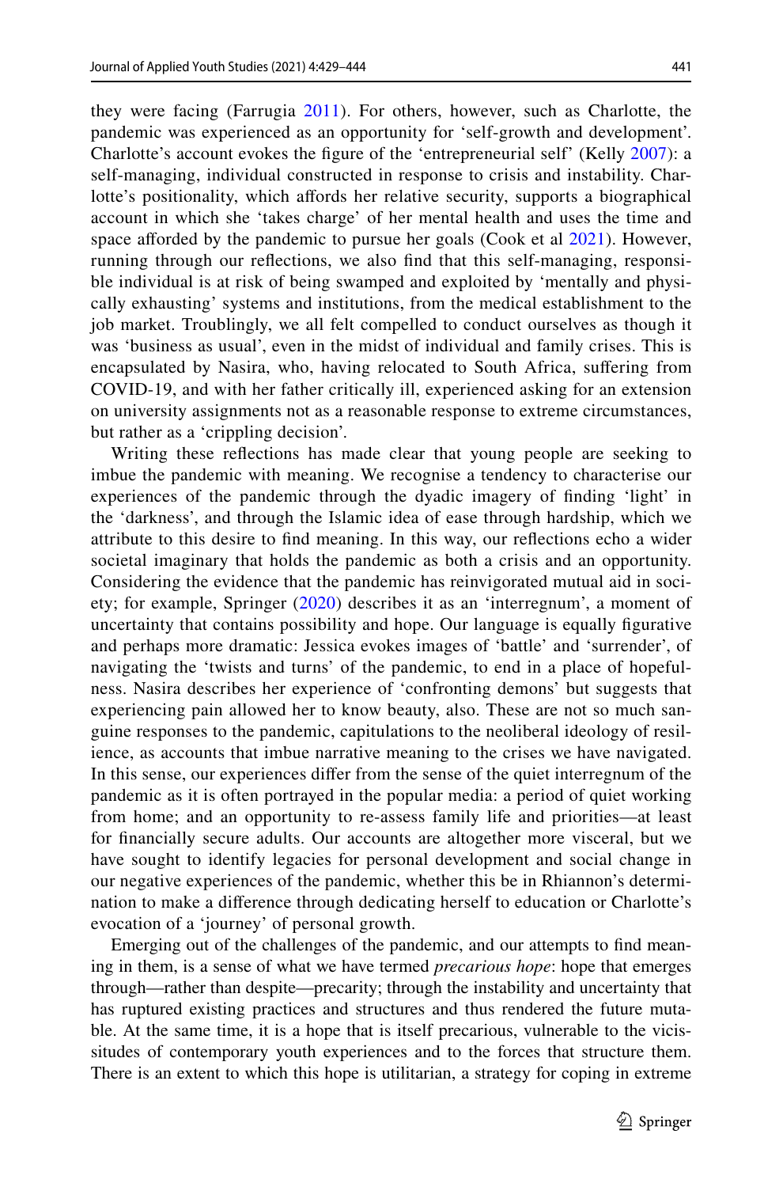they were facing (Farrugia 2011). For others, however, such as Charlotte, the pandemic was experienced as an opportunity for 'self-growth and development'. Charlotte's account evokes the figure of the 'entrepreneurial self' (Kelly 2007): a self-managing, individual constructed in response to crisis and instability. Charlotte's positionality, which affords her relative security, supports a biographical account in which she 'takes charge' of her mental health and uses the time and space afforded by the pandemic to pursue her goals (Cook et al 2021). However, running through our reflections, we also find that this self-managing, responsible individual is at risk of being swamped and exploited by 'mentally and physically exhausting' systems and institutions, from the medical establishment to the job market. Troublingly, we all felt compelled to conduct ourselves as though it was 'business as usual', even in the midst of individual and family crises. This is encapsulated by Nasira, who, having relocated to South Africa, suffering from COVID-19, and with her father critically ill, experienced asking for an extension on university assignments not as a reasonable response to extreme circumstances, but rather as a 'crippling decision'.

Writing these reflections has made clear that young people are seeking to imbue the pandemic with meaning. We recognise a tendency to characterise our experiences of the pandemic through the dyadic imagery of finding 'light' in the 'darkness', and through the Islamic idea of ease through hardship, which we attribute to this desire to find meaning. In this way, our reflections echo a wider societal imaginary that holds the pandemic as both a crisis and an opportunity. Considering the evidence that the pandemic has reinvigorated mutual aid in society; for example, Springer (2020) describes it as an 'interregnum', a moment of uncertainty that contains possibility and hope. Our language is equally figurative and perhaps more dramatic: Jessica evokes images of 'battle' and 'surrender', of navigating the 'twists and turns' of the pandemic, to end in a place of hopefulness. Nasira describes her experience of 'confronting demons' but suggests that experiencing pain allowed her to know beauty, also. These are not so much sanguine responses to the pandemic, capitulations to the neoliberal ideology of resilience, as accounts that imbue narrative meaning to the crises we have navigated. In this sense, our experiences differ from the sense of the quiet interregnum of the pandemic as it is often portrayed in the popular media: a period of quiet working from home; and an opportunity to re-assess family life and priorities—at least for financially secure adults. Our accounts are altogether more visceral, but we have sought to identify legacies for personal development and social change in our negative experiences of the pandemic, whether this be in Rhiannon's determination to make a difference through dedicating herself to education or Charlotte's evocation of a 'journey' of personal growth.

Emerging out of the challenges of the pandemic, and our attempts to find meaning in them, is a sense of what we have termed *precarious hope*: hope that emerges through—rather than despite—precarity; through the instability and uncertainty that has ruptured existing practices and structures and thus rendered the future mutable. At the same time, it is a hope that is itself precarious, vulnerable to the vicissitudes of contemporary youth experiences and to the forces that structure them. There is an extent to which this hope is utilitarian, a strategy for coping in extreme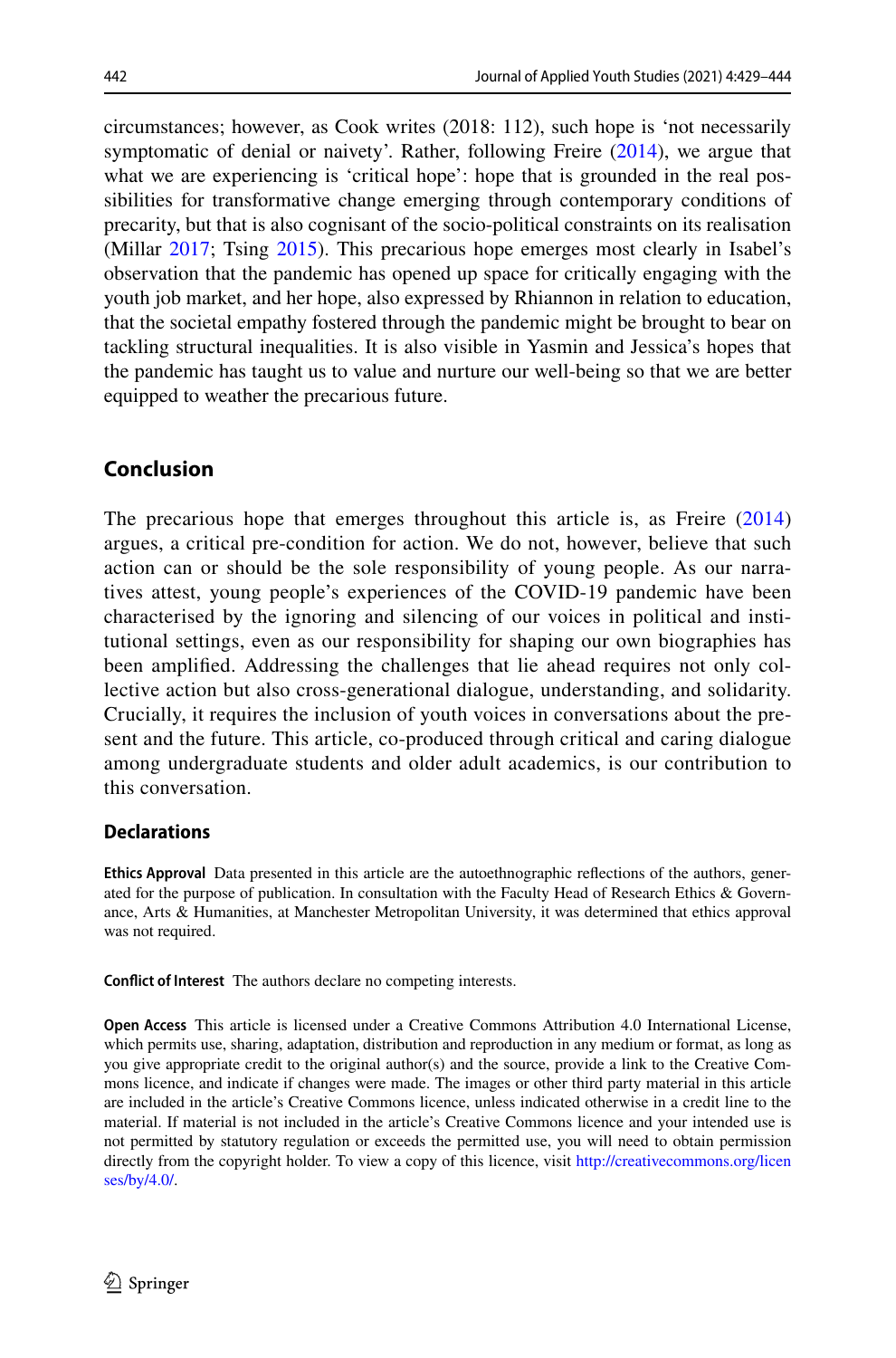circumstances; however, as Cook writes (2018: 112), such hope is 'not necessarily symptomatic of denial or naivety'. Rather, following Freire (2014), we argue that what we are experiencing is 'critical hope': hope that is grounded in the real possibilities for transformative change emerging through contemporary conditions of precarity, but that is also cognisant of the socio-political constraints on its realisation (Millar 2017; Tsing 2015). This precarious hope emerges most clearly in Isabel's observation that the pandemic has opened up space for critically engaging with the youth job market, and her hope, also expressed by Rhiannon in relation to education, that the societal empathy fostered through the pandemic might be brought to bear on tackling structural inequalities. It is also visible in Yasmin and Jessica's hopes that the pandemic has taught us to value and nurture our well-being so that we are better equipped to weather the precarious future.

## Conclusion

The precarious hope that emerges throughout this article is, as Freire (2014) argues, a critical pre-condition for action. We do not, however, believe that such action can or should be the sole responsibility of young people. As our narratives attest, young people's experiences of the COVID-19 pandemic have been characterised by the ignoring and silencing of our voices in political and institutional settings, even as our responsibility for shaping our own biographies has been amplified. Addressing the challenges that lie ahead requires not only collective action but also cross-generational dialogue, understanding, and solidarity. Crucially, it requires the inclusion of youth voices in conversations about the present and the future. This article, co-produced through critical and caring dialogue among undergraduate students and older adult academics, is our contribution to this conversation.

### Declarations

**Ethics Approval** Data presented in this article are the autoethnographic reflections of the authors, generated for the purpose of publication. In consultation with the Faculty Head of Research Ethics & Governance, Arts & Humanities, at Manchester Metropolitan University, it was determined that ethics approval was not required.

**Conflict of Interest** The authors declare no competing interests.

**Open Access** This article is licensed under a Creative Commons Attribution 4.0 International License, which permits use, sharing, adaptation, distribution and reproduction in any medium or format, as long as you give appropriate credit to the original author(s) and the source, provide a link to the Creative Commons licence, and indicate if changes were made. The images or other third party material in this article are included in the article's Creative Commons licence, unless indicated otherwise in a credit line to the material. If material is not included in the article's Creative Commons licence and your intended use is not permitted by statutory regulation or exceeds the permitted use, you will need to obtain permission directly from the copyright holder. To view a copy of this licence, visit http://creativecommons.org/licenses/by/4.0/.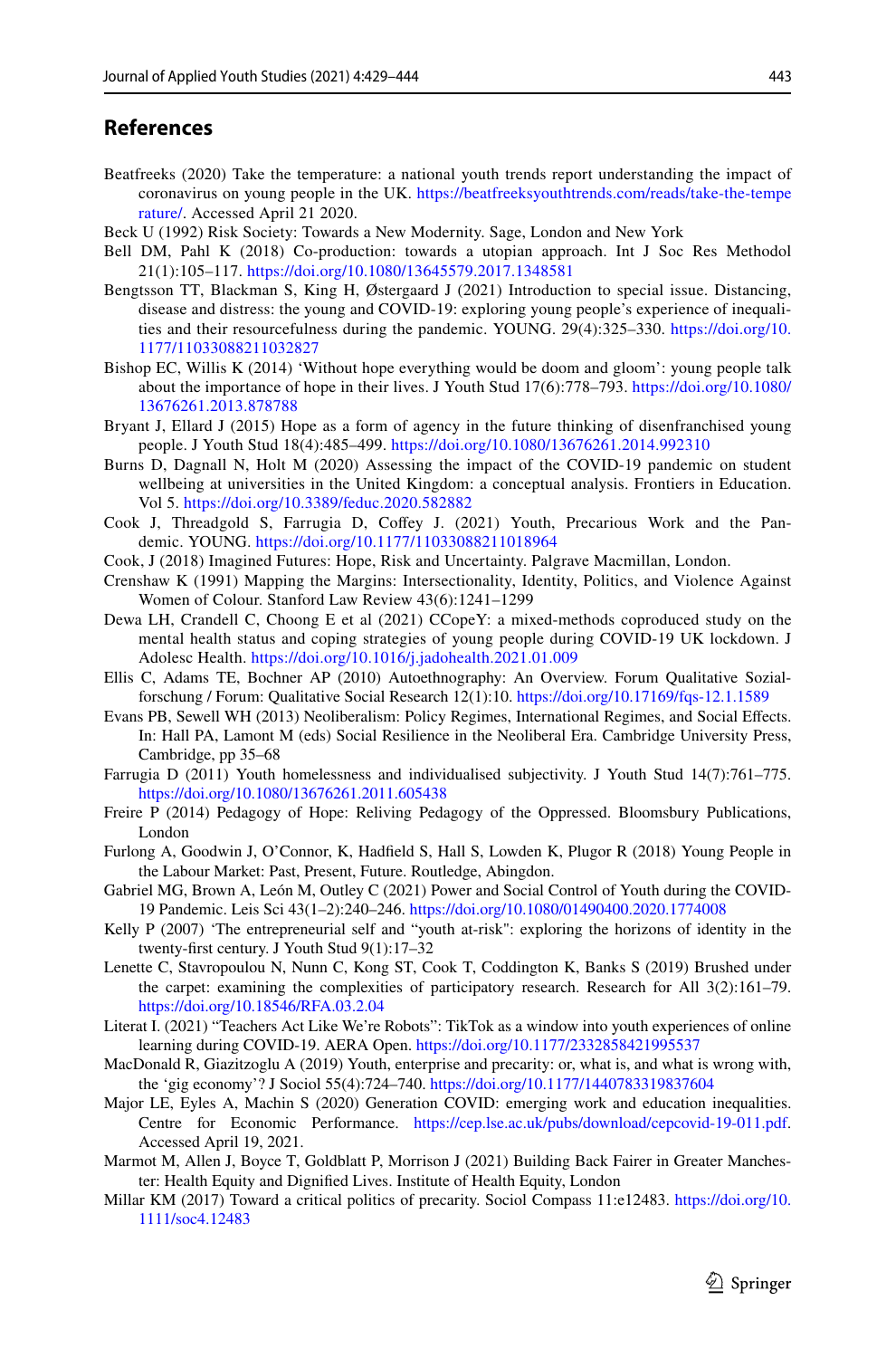## References

Beatfreeks (2020) Take the temperature: a national youth trends report understanding the impact of coronavirus on young people in the UK. https://beatfreeksyouthtrends.com/reads/take-the-temperature/. Accessed April 21 2020.

Beck U (1992) Risk Society: Towards a New Modernity. Sage, London and New York

Bell DM, Pahl K (2018) Co-production: towards a utopian approach. Int J Soc Res Methodol 21(1):105–117. https://doi.org/10.1080/13645579.2017.1348581

Bengtsson TT, Blackman S, King H, Østergaard J (2021) Introduction to special issue. Distancing, disease and distress: the young and COVID-19: exploring young people's experience of inequalities and their resourcefulness during the pandemic. YOUNG. 29(4):325–330. https://doi.org/10.1177/11033088211032827

Bishop EC, Willis K (2014) 'Without hope everything would be doom and gloom': young people talk about the importance of hope in their lives. J Youth Stud 17(6):778–793. https://doi.org/10.1080/13676261.2013.878788

Bryant J, Ellard J (2015) Hope as a form of agency in the future thinking of disenfranchised young people. J Youth Stud 18(4):485–499. https://doi.org/10.1080/13676261.2014.992310

Burns D, Dagnall N, Holt M (2020) Assessing the impact of the COVID-19 pandemic on student wellbeing at universities in the United Kingdom: a conceptual analysis. Frontiers in Education. Vol 5. https://doi.org/10.3389/feduc.2020.582882

Cook J, Threadgold S, Farrugia D, Coffey J. (2021) Youth, Precarious Work and the Pandemic. YOUNG. https://doi.org/10.1177/11033088211018964

Cook, J (2018) Imagined Futures: Hope, Risk and Uncertainty. Palgrave Macmillan, London.

Crenshaw K (1991) Mapping the Margins: Intersectionality, Identity, Politics, and Violence Against Women of Colour. Stanford Law Review 43(6):1241–1299

Dewa LH, Crandell C, Choong E et al (2021) CCopeY: a mixed-methods coproduced study on the mental health status and coping strategies of young people during COVID-19 UK lockdown. J Adolesc Health. https://doi.org/10.1016/j.jadohealth.2021.01.009

Ellis C, Adams TE, Bochner AP (2010) Autoethnography: An Overview. Forum Qualitative Sozialforschung / Forum: Qualitative Social Research 12(1):10. https://doi.org/10.17169/fqs-12.1.1589

Evans PB, Sewell WH (2013) Neoliberalism: Policy Regimes, International Regimes, and Social Effects. In: Hall PA, Lamont M (eds) Social Resilience in the Neoliberal Era. Cambridge University Press, Cambridge, pp 35–68

Farrugia D (2011) Youth homelessness and individualised subjectivity. J Youth Stud 14(7):761–775. https://doi.org/10.1080/13676261.2011.605438

Freire P (2014) Pedagogy of Hope: Reliving Pedagogy of the Oppressed. Bloomsbury Publications, London

Furlong A, Goodwin J, O'Connor, K, Hadfield S, Hall S, Lowden K, Plugor R (2018) Young People in the Labour Market: Past, Present, Future. Routledge, Abingdon.

Gabriel MG, Brown A, León M, Outley C (2021) Power and Social Control of Youth during the COVID-19 Pandemic. Leis Sci 43(1–2):240–246. https://doi.org/10.1080/01490400.2020.1774008

Kelly P (2007) 'The entrepreneurial self and "youth at-risk": exploring the horizons of identity in the twenty-first century. J Youth Stud 9(1):17–32

Lenette C, Stavropoulou N, Nunn C, Kong ST, Cook T, Coddington K, Banks S (2019) Brushed under the carpet: examining the complexities of participatory research. Research for All 3(2):161–79. https://doi.org/10.18546/RFA.03.2.04

Literat I. (2021) "Teachers Act Like We're Robots": TikTok as a window into youth experiences of online learning during COVID-19. AERA Open. https://doi.org/10.1177/2332858421995537

MacDonald R, Giazitzoglu A (2019) Youth, enterprise and precarity: or, what is, and what is wrong with, the 'gig economy'? J Sociol 55(4):724–740. https://doi.org/10.1177/1440783319837604

Major LE, Eyles A, Machin S (2020) Generation COVID: emerging work and education inequalities. Centre for Economic Performance. https://cep.lse.ac.uk/pubs/download/cepcovid-19-011.pdf. Accessed April 19, 2021.

Marmot M, Allen J, Boyce T, Goldblatt P, Morrison J (2021) Building Back Fairer in Greater Manchester: Health Equity and Dignified Lives. Institute of Health Equity, London

Millar KM (2017) Toward a critical politics of precarity. Sociol Compass 11:e12483. https://doi.org/10.1111/soc4.12483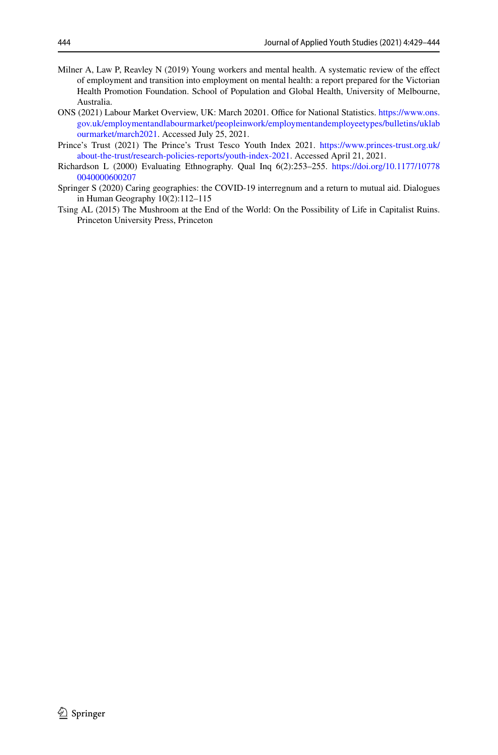Milner A, Law P, Reavley N (2019) Young workers and mental health. A systematic review of the effect of employment and transition into employment on mental health: a report prepared for the Victorian Health Promotion Foundation. School of Population and Global Health, University of Melbourne, Australia.

ONS (2021) Labour Market Overview, UK: March 20201. Office for National Statistics. https://www.ons.gov.uk/employmentandlabourmarket/peopleinwork/employmentandemployeetypes/bulletins/uklabourmarket/march2021. Accessed July 25, 2021.

Prince's Trust (2021) The Prince's Trust Tesco Youth Index 2021. https://www.princes-trust.org.uk/about-the-trust/research-policies-reports/youth-index-2021. Accessed April 21, 2021.

Richardson L (2000) Evaluating Ethnography. Qual Inq 6(2):253–255. https://doi.org/10.1177/107780040000600207

Springer S (2020) Caring geographies: the COVID-19 interregnum and a return to mutual aid. Dialogues in Human Geography 10(2):112–115

Tsing AL (2015) The Mushroom at the End of the World: On the Possibility of Life in Capitalist Ruins. Princeton University Press, Princeton